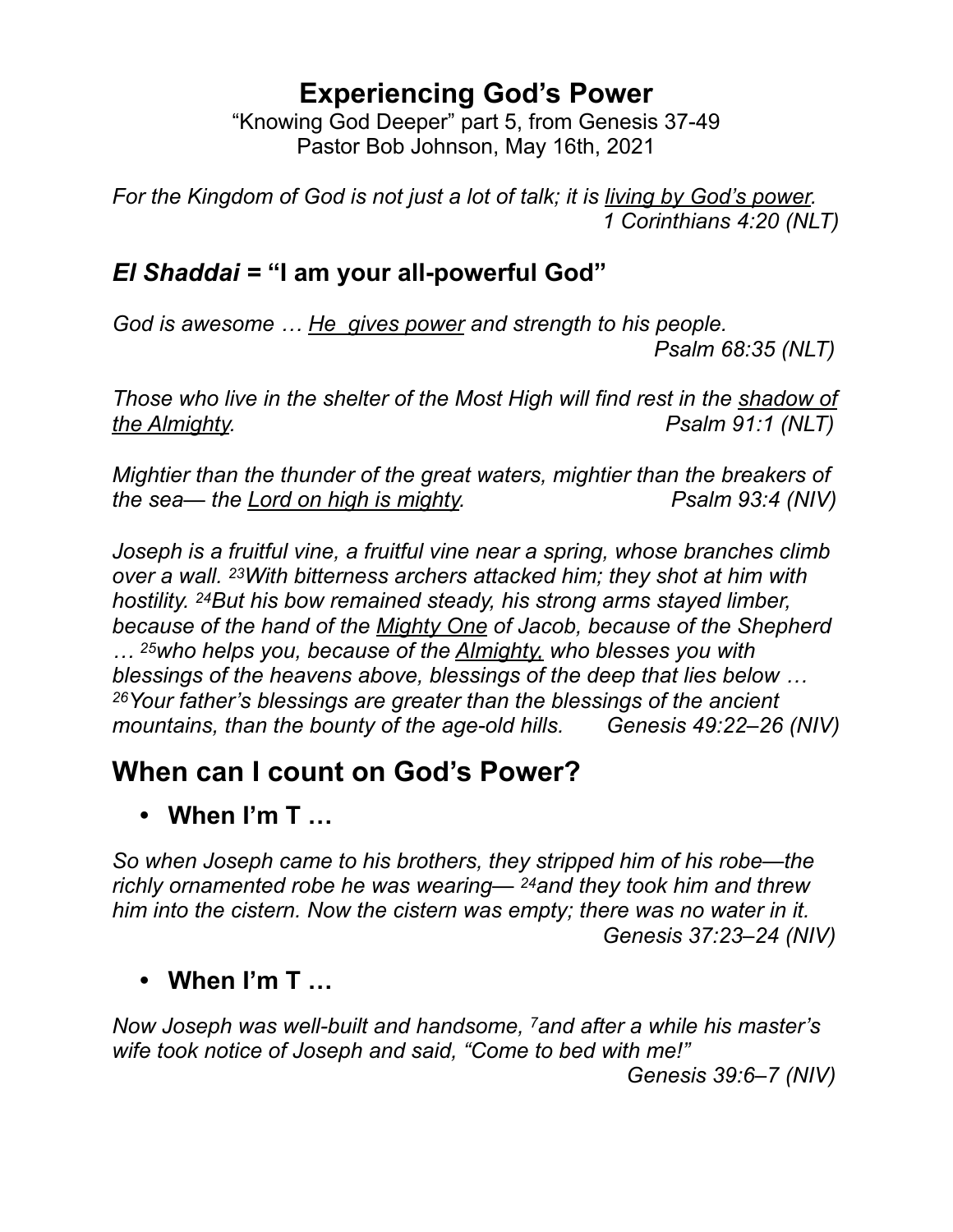# Experiencing God's Power

"Knowing God Deeper" part 5, from Genesis 37-49
Pastor Bob Johnson, May 16th, 2021

*For the Kingdom of God is not just a lot of talk; it is living by God's power.*
*1 Corinthians 4:20 (NLT)*

## *El Shaddai* = "I am your all-powerful God"

*God is awesome … He gives power and strength to his people.*
*Psalm 68:35 (NLT)*

*Those who live in the shelter of the Most High will find rest in the shadow of the Almighty.* *Psalm 91:1 (NLT)*

*Mightier than the thunder of the great waters, mightier than the breakers of the sea— the Lord on high is mighty.* *Psalm 93:4 (NIV)*

*Joseph is a fruitful vine, a fruitful vine near a spring, whose branches climb over a wall. [23]With bitterness archers attacked him; they shot at him with hostility. [24]But his bow remained steady, his strong arms stayed limber, because of the hand of the Mighty One of Jacob, because of the Shepherd … [25]who helps you, because of the Almighty, who blesses you with blessings of the heavens above, blessings of the deep that lies below … [26]Your father's blessings are greater than the blessings of the ancient mountains, than the bounty of the age-old hills.* *Genesis 49:22–26 (NIV)*

# When can I count on God's Power?

- **When I'm T …**

*So when Joseph came to his brothers, they stripped him of his robe—the richly ornamented robe he was wearing— [24]and they took him and threw him into the cistern. Now the cistern was empty; there was no water in it.*
*Genesis 37:23–24 (NIV)*

- **When I'm T …**

*Now Joseph was well-built and handsome, [7]and after a while his master's wife took notice of Joseph and said, "Come to bed with me!"*
*Genesis 39:6–7 (NIV)*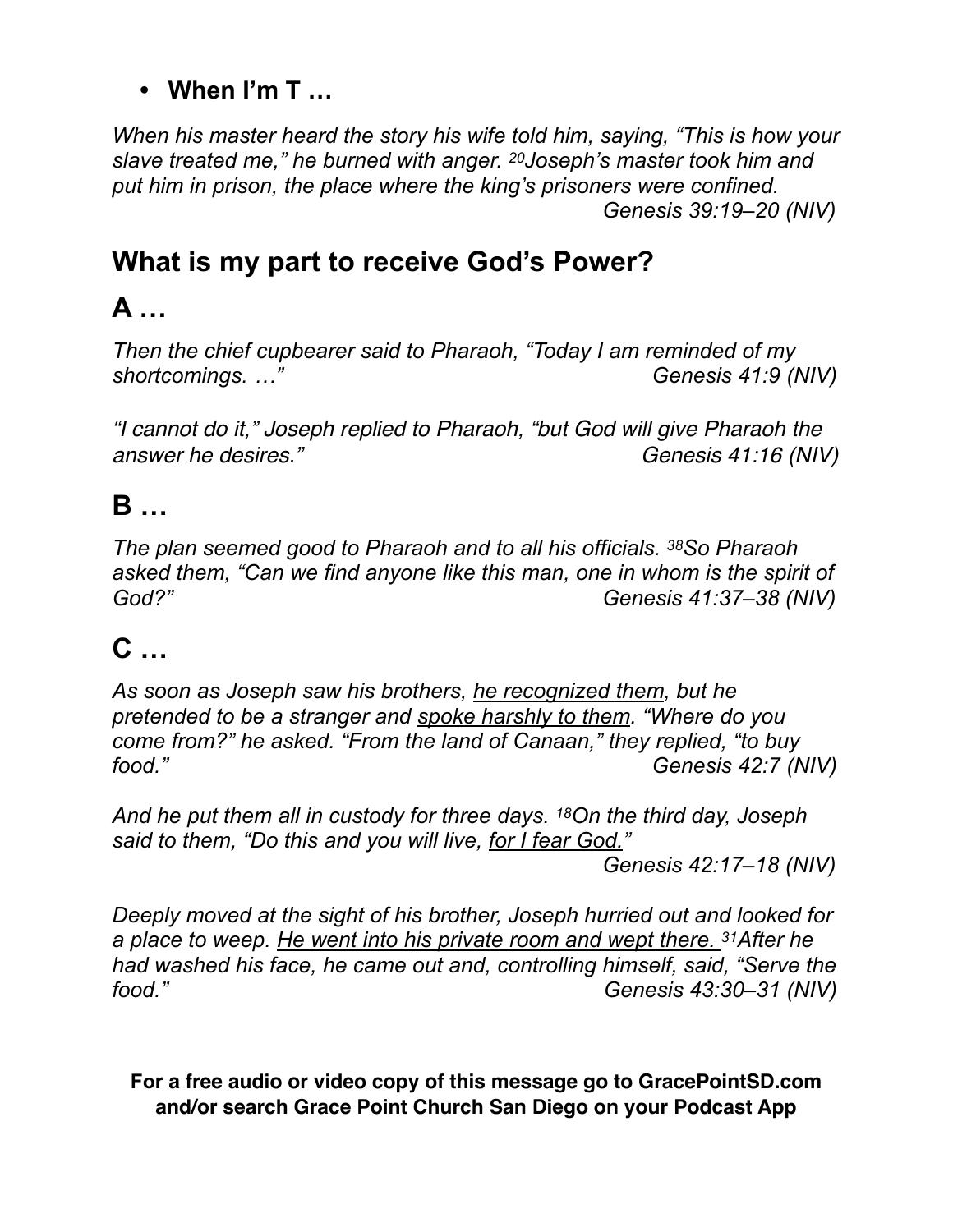- **When I'm T …**

*When his master heard the story his wife told him, saying, "This is how your slave treated me," he burned with anger. [20]Joseph's master took him and put him in prison, the place where the king's prisoners were confined.*
*Genesis 39:19–20 (NIV)*

## What is my part to receive God's Power?

## A …

*Then the chief cupbearer said to Pharaoh, "Today I am reminded of my shortcomings. …" Genesis 41:9 (NIV)*

*"I cannot do it," Joseph replied to Pharaoh, "but God will give Pharaoh the answer he desires." Genesis 41:16 (NIV)*

## B …

*The plan seemed good to Pharaoh and to all his officials. [38]So Pharaoh asked them, "Can we find anyone like this man, one in whom is the spirit of God?" Genesis 41:37–38 (NIV)*

## C …

*As soon as Joseph saw his brothers, <u>he recognized them</u>, but he pretended to be a stranger and <u>spoke harshly to them</u>. "Where do you come from?" he asked. "From the land of Canaan," they replied, "to buy food." Genesis 42:7 (NIV)*

*And he put them all in custody for three days. [18]On the third day, Joseph said to them, "Do this and you will live, <u>for I fear God.</u>"*
*Genesis 42:17–18 (NIV)*

*Deeply moved at the sight of his brother, Joseph hurried out and looked for a place to weep. <u>He went into his private room and wept there.</u> [31]After he had washed his face, he came out and, controlling himself, said, "Serve the food." Genesis 43:30–31 (NIV)*

**For a free audio or video copy of this message go to GracePointSD.com and/or search Grace Point Church San Diego on your Podcast App**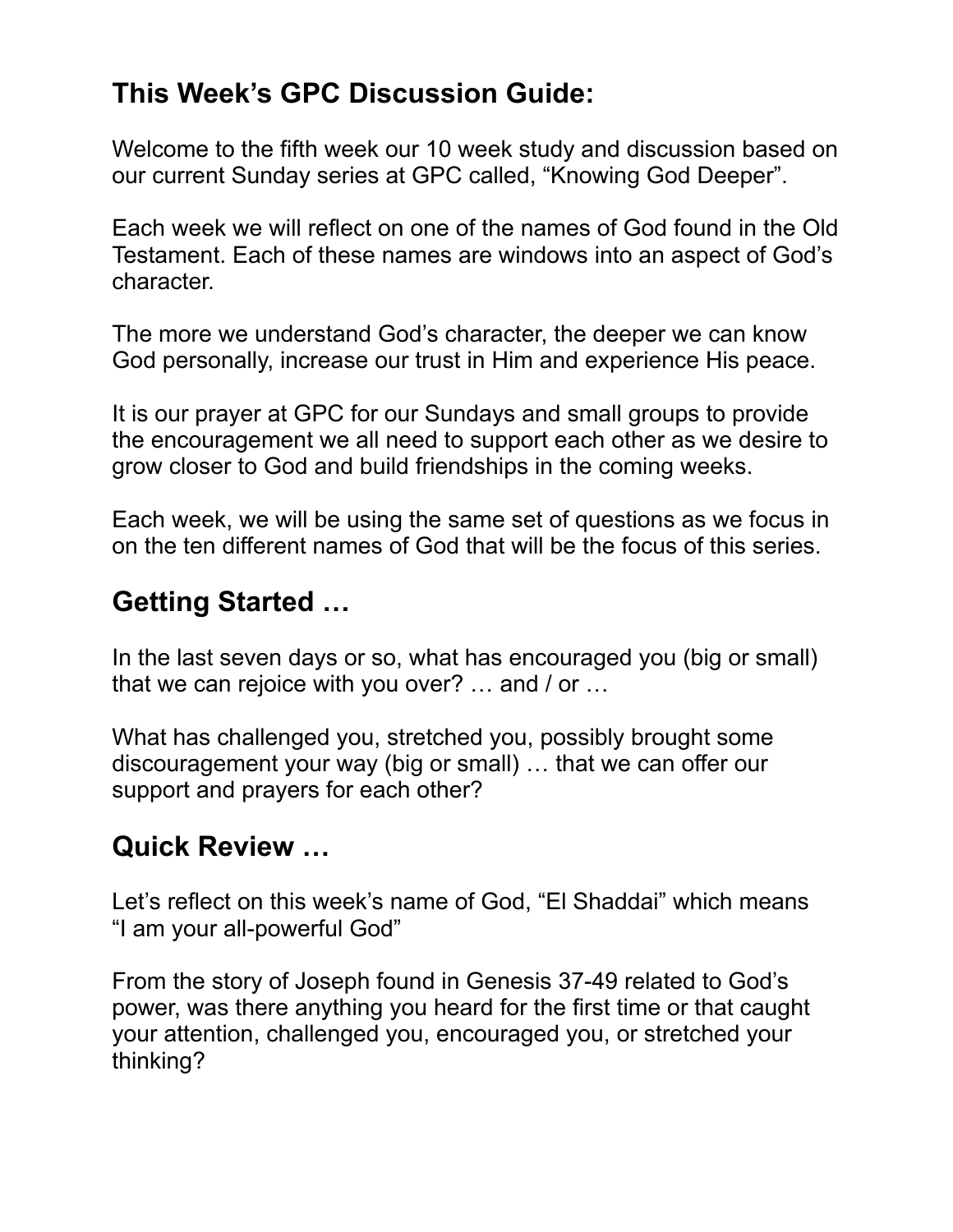## This Week's GPC Discussion Guide:

Welcome to the fifth week our 10 week study and discussion based on our current Sunday series at GPC called, "Knowing God Deeper".

Each week we will reflect on one of the names of God found in the Old Testament. Each of these names are windows into an aspect of God's character.

The more we understand God's character, the deeper we can know God personally, increase our trust in Him and experience His peace.

It is our prayer at GPC for our Sundays and small groups to provide the encouragement we all need to support each other as we desire to grow closer to God and build friendships in the coming weeks.

Each week, we will be using the same set of questions as we focus in on the ten different names of God that will be the focus of this series.

## Getting Started …

In the last seven days or so, what has encouraged you (big or small) that we can rejoice with you over? … and / or …

What has challenged you, stretched you, possibly brought some discouragement your way (big or small) … that we can offer our support and prayers for each other?

## Quick Review …

Let's reflect on this week's name of God, "El Shaddai" which means "I am your all-powerful God"

From the story of Joseph found in Genesis 37-49 related to God's power, was there anything you heard for the first time or that caught your attention, challenged you, encouraged you, or stretched your thinking?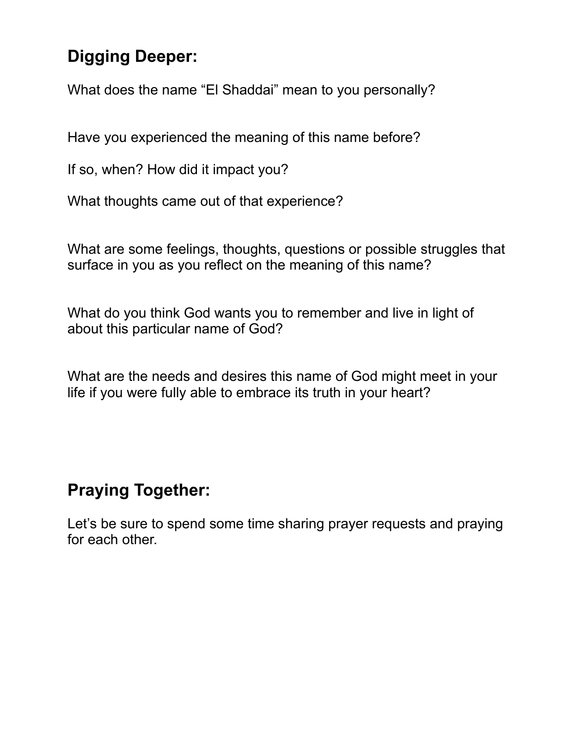## Digging Deeper:

What does the name "El Shaddai" mean to you personally?

Have you experienced the meaning of this name before?

If so, when? How did it impact you?

What thoughts came out of that experience?

What are some feelings, thoughts, questions or possible struggles that surface in you as you reflect on the meaning of this name?

What do you think God wants you to remember and live in light of about this particular name of God?

What are the needs and desires this name of God might meet in your life if you were fully able to embrace its truth in your heart?

## Praying Together:

Let's be sure to spend some time sharing prayer requests and praying for each other.